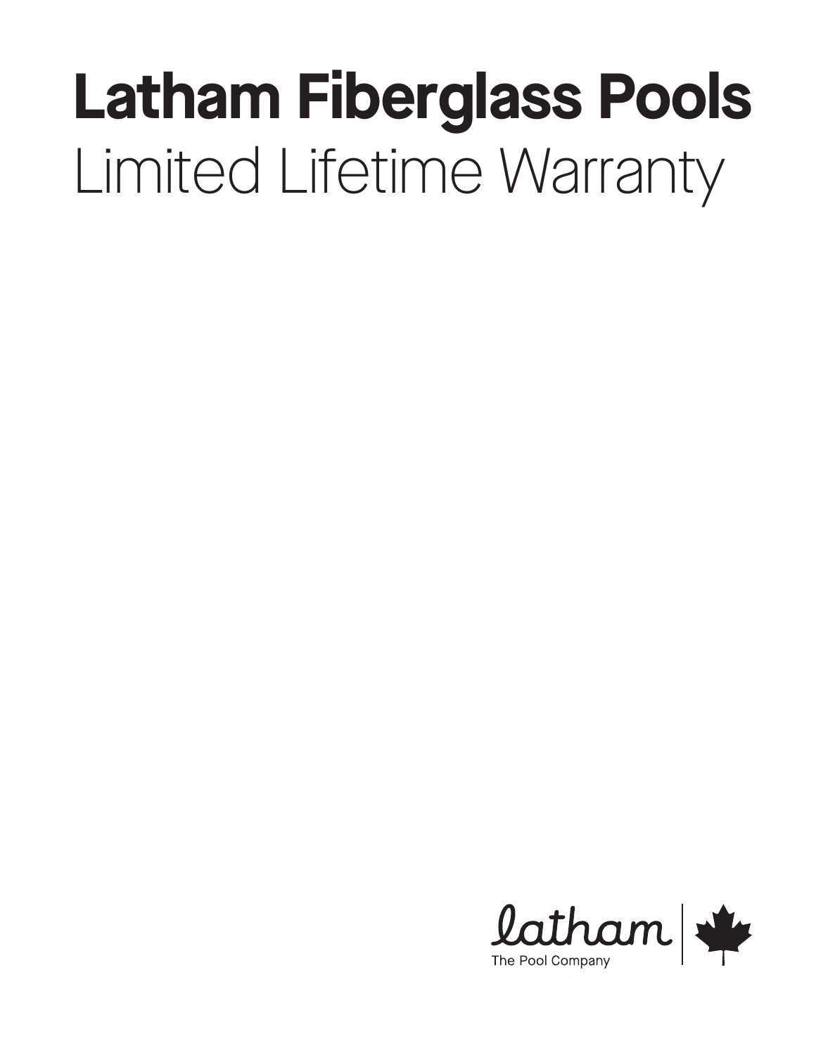# Latham Fiberglass Pools

## Limited Lifetime Warranty

latham

The Pool Company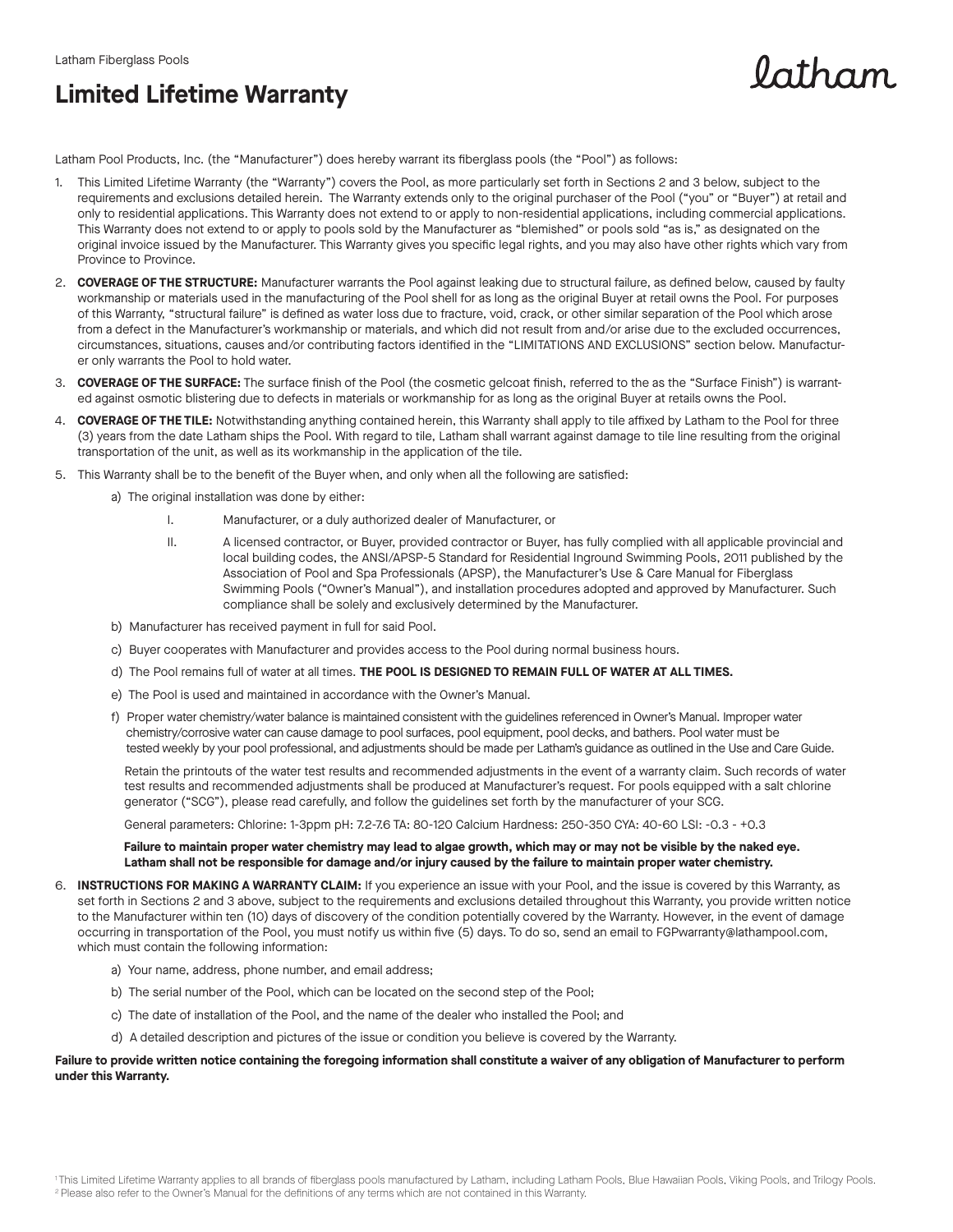Latham Fiberglass Pools

# Limited Lifetime Warranty

Latham Pool Products, Inc. (the "Manufacturer") does hereby warrant its fiberglass pools (the "Pool") as follows:

1. This Limited Lifetime Warranty (the "Warranty") covers the Pool, as more particularly set forth in Sections 2 and 3 below, subject to the requirements and exclusions detailed herein. The Warranty extends only to the original purchaser of the Pool ("you" or "Buyer") at retail and only to residential applications. This Warranty does not extend to or apply to non-residential applications, including commercial applications. This Warranty does not extend to or apply to pools sold by the Manufacturer as "blemished" or pools sold "as is," as designated on the original invoice issued by the Manufacturer. This Warranty gives you specific legal rights, and you may also have other rights which vary from Province to Province.
2. **COVERAGE OF THE STRUCTURE:** Manufacturer warrants the Pool against leaking due to structural failure, as defined below, caused by faulty workmanship or materials used in the manufacturing of the Pool shell for as long as the original Buyer at retail owns the Pool. For purposes of this Warranty, "structural failure" is defined as water loss due to fracture, void, crack, or other similar separation of the Pool which arose from a defect in the Manufacturer's workmanship or materials, and which did not result from and/or arise due to the excluded occurrences, circumstances, situations, causes and/or contributing factors identified in the "LIMITATIONS AND EXCLUSIONS" section below. Manufacturer only warrants the Pool to hold water.
3. **COVERAGE OF THE SURFACE:** The surface finish of the Pool (the cosmetic gelcoat finish, referred to the as the "Surface Finish") is warranted against osmotic blistering due to defects in materials or workmanship for as long as the original Buyer at retails owns the Pool.
4. **COVERAGE OF THE TILE:** Notwithstanding anything contained herein, this Warranty shall apply to tile affixed by Latham to the Pool for three (3) years from the date Latham ships the Pool. With regard to tile, Latham shall warrant against damage to tile line resulting from the original transportation of the unit, as well as its workmanship in the application of the tile.
5. This Warranty shall be to the benefit of the Buyer when, and only when all the following are satisfied:
   a) The original installation was done by either:
      I. Manufacturer, or a duly authorized dealer of Manufacturer, or
      II. A licensed contractor, or Buyer, provided contractor or Buyer, has fully complied with all applicable provincial and local building codes, the ANSI/APSP-5 Standard for Residential Inground Swimming Pools, 2011 published by the Association of Pool and Spa Professionals (APSP), the Manufacturer's Use & Care Manual for Fiberglass Swimming Pools ("Owner's Manual"), and installation procedures adopted and approved by Manufacturer. Such compliance shall be solely and exclusively determined by the Manufacturer.

   b) Manufacturer has received payment in full for said Pool.

   c) Buyer cooperates with Manufacturer and provides access to the Pool during normal business hours.

   d) The Pool remains full of water at all times. **THE POOL IS DESIGNED TO REMAIN FULL OF WATER AT ALL TIMES.**

   e) The Pool is used and maintained in accordance with the Owner's Manual.

   f) Proper water chemistry/water balance is maintained consistent with the guidelines referenced in Owner's Manual. Improper water chemistry/corrosive water can cause damage to pool surfaces, pool equipment, pool decks, and bathers. Pool water must be tested weekly by your pool professional, and adjustments should be made per Latham's guidance as outlined in the Use and Care Guide.

      Retain the printouts of the water test results and recommended adjustments in the event of a warranty claim. Such records of water test results and recommended adjustments shall be produced at Manufacturer's request. For pools equipped with a salt chlorine generator ("SCG"), please read carefully, and follow the guidelines set forth by the manufacturer of your SCG.

      General parameters: Chlorine: 1-3ppm pH: 7.2-7.6 TA: 80-120 Calcium Hardness: 250-350 CYA: 40-60 LSI: -0.3 - +0.3

      **Failure to maintain proper water chemistry may lead to algae growth, which may or may not be visible by the naked eye. Latham shall not be responsible for damage and/or injury caused by the failure to maintain proper water chemistry.**

6. **INSTRUCTIONS FOR MAKING A WARRANTY CLAIM:** If you experience an issue with your Pool, and the issue is covered by this Warranty, as set forth in Sections 2 and 3 above, subject to the requirements and exclusions detailed throughout this Warranty, you provide written notice to the Manufacturer within ten (10) days of discovery of the condition potentially covered by the Warranty. However, in the event of damage occurring in transportation of the Pool, you must notify us within five (5) days. To do so, send an email to FGPwarranty@lathampool.com, which must contain the following information:
   a) Your name, address, phone number, and email address;
   b) The serial number of the Pool, which can be located on the second step of the Pool;
   c) The date of installation of the Pool, and the name of the dealer who installed the Pool; and
   d) A detailed description and pictures of the issue or condition you believe is covered by the Warranty.

**Failure to provide written notice containing the foregoing information shall constitute a waiver of any obligation of Manufacturer to perform under this Warranty.**

[1] This Limited Lifetime Warranty applies to all brands of fiberglass pools manufactured by Latham, including Latham Pools, Blue Hawaiian Pools, Viking Pools, and Trilogy Pools.
[2] Please also refer to the Owner's Manual for the definitions of any terms which are not contained in this Warranty.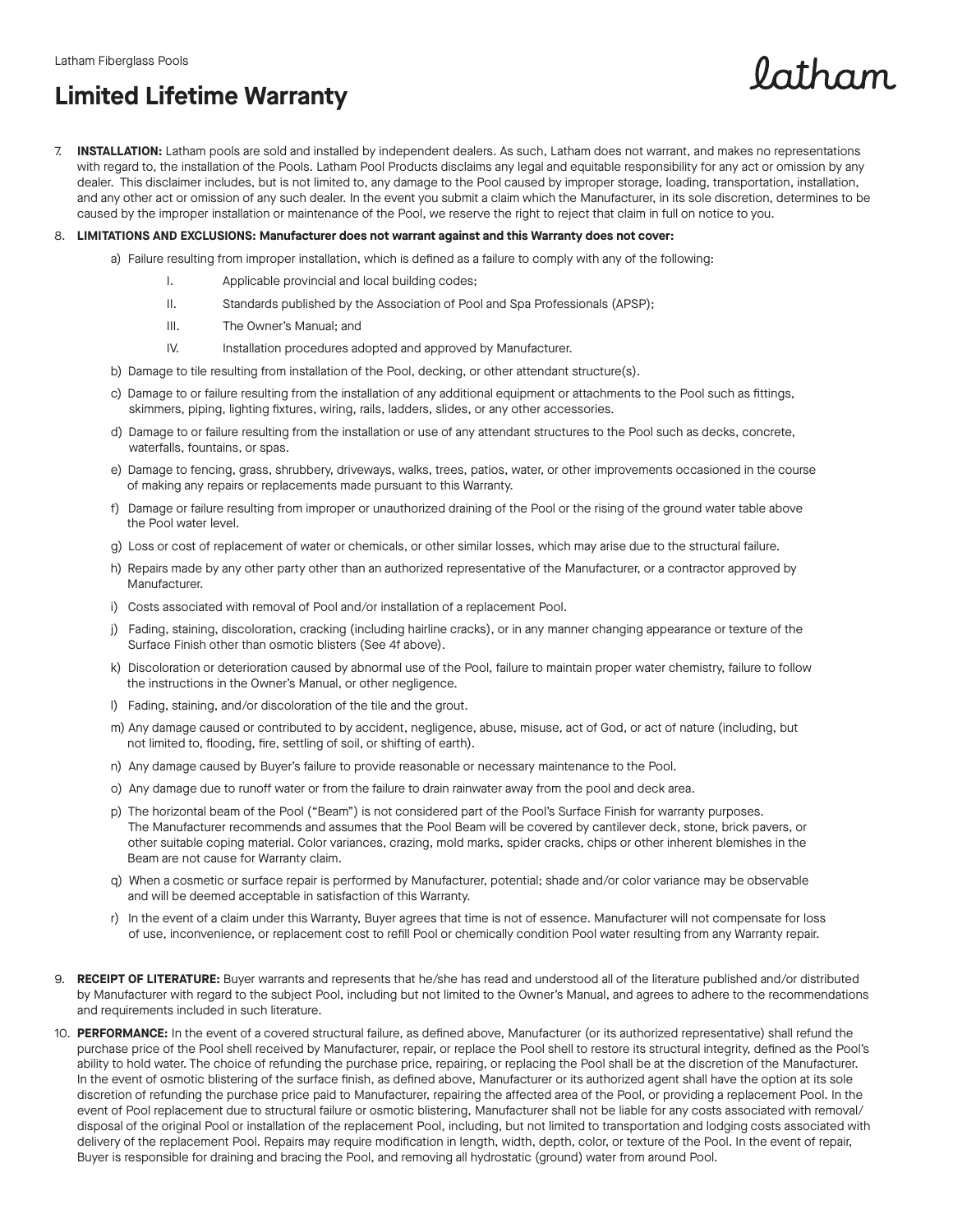# Limited Lifetime Warranty

7. **INSTALLATION:** Latham pools are sold and installed by independent dealers. As such, Latham does not warrant, and makes no representations with regard to, the installation of the Pools. Latham Pool Products disclaims any legal and equitable responsibility for any act or omission by any dealer. This disclaimer includes, but is not limited to, any damage to the Pool caused by improper storage, loading, transportation, installation, and any other act or omission of any such dealer. In the event you submit a claim which the Manufacturer, in its sole discretion, determines to be caused by the improper installation or maintenance of the Pool, we reserve the right to reject that claim in full on notice to you.

8. **LIMITATIONS AND EXCLUSIONS: Manufacturer does not warrant against and this Warranty does not cover:**

   a) Failure resulting from improper installation, which is defined as a failure to comply with any of the following:

      I. Applicable provincial and local building codes;

      II. Standards published by the Association of Pool and Spa Professionals (APSP);

      III. The Owner's Manual; and

      IV. Installation procedures adopted and approved by Manufacturer.

   b) Damage to tile resulting from installation of the Pool, decking, or other attendant structure(s).

   c) Damage to or failure resulting from the installation of any additional equipment or attachments to the Pool such as fittings, skimmers, piping, lighting fixtures, wiring, rails, ladders, slides, or any other accessories.

   d) Damage to or failure resulting from the installation or use of any attendant structures to the Pool such as decks, concrete, waterfalls, fountains, or spas.

   e) Damage to fencing, grass, shrubbery, driveways, walks, trees, patios, water, or other improvements occasioned in the course of making any repairs or replacements made pursuant to this Warranty.

   f) Damage or failure resulting from improper or unauthorized draining of the Pool or the rising of the ground water table above the Pool water level.

   g) Loss or cost of replacement of water or chemicals, or other similar losses, which may arise due to the structural failure.

   h) Repairs made by any other party other than an authorized representative of the Manufacturer, or a contractor approved by Manufacturer.

   i) Costs associated with removal of Pool and/or installation of a replacement Pool.

   j) Fading, staining, discoloration, cracking (including hairline cracks), or in any manner changing appearance or texture of the Surface Finish other than osmotic blisters (See 4f above).

   k) Discoloration or deterioration caused by abnormal use of the Pool, failure to maintain proper water chemistry, failure to follow the instructions in the Owner's Manual, or other negligence.

   l) Fading, staining, and/or discoloration of the tile and the grout.

   m) Any damage caused or contributed to by accident, negligence, abuse, misuse, act of God, or act of nature (including, but not limited to, flooding, fire, settling of soil, or shifting of earth).

   n) Any damage caused by Buyer's failure to provide reasonable or necessary maintenance to the Pool.

   o) Any damage due to runoff water or from the failure to drain rainwater away from the pool and deck area.

   p) The horizontal beam of the Pool ("Beam") is not considered part of the Pool's Surface Finish for warranty purposes. The Manufacturer recommends and assumes that the Pool Beam will be covered by cantilever deck, stone, brick pavers, or other suitable coping material. Color variances, crazing, mold marks, spider cracks, chips or other inherent blemishes in the Beam are not cause for Warranty claim.

   q) When a cosmetic or surface repair is performed by Manufacturer, potential; shade and/or color variance may be observable and will be deemed acceptable in satisfaction of this Warranty.

   r) In the event of a claim under this Warranty, Buyer agrees that time is not of essence. Manufacturer will not compensate for loss of use, inconvenience, or replacement cost to refill Pool or chemically condition Pool water resulting from any Warranty repair.

9. **RECEIPT OF LITERATURE:** Buyer warrants and represents that he/she has read and understood all of the literature published and/or distributed by Manufacturer with regard to the subject Pool, including but not limited to the Owner's Manual, and agrees to adhere to the recommendations and requirements included in such literature.

10. **PERFORMANCE:** In the event of a covered structural failure, as defined above, Manufacturer (or its authorized representative) shall refund the purchase price of the Pool shell received by Manufacturer, repair, or replace the Pool shell to restore its structural integrity, defined as the Pool's ability to hold water. The choice of refunding the purchase price, repairing, or replacing the Pool shall be at the discretion of the Manufacturer. In the event of osmotic blistering of the surface finish, as defined above, Manufacturer or its authorized agent shall have the option at its sole discretion of refunding the purchase price paid to Manufacturer, repairing the affected area of the Pool, or providing a replacement Pool. In the event of Pool replacement due to structural failure or osmotic blistering, Manufacturer shall not be liable for any costs associated with removal/disposal of the original Pool or installation of the replacement Pool, including, but not limited to transportation and lodging costs associated with delivery of the replacement Pool. Repairs may require modification in length, width, depth, color, or texture of the Pool. In the event of repair, Buyer is responsible for draining and bracing the Pool, and removing all hydrostatic (ground) water from around Pool.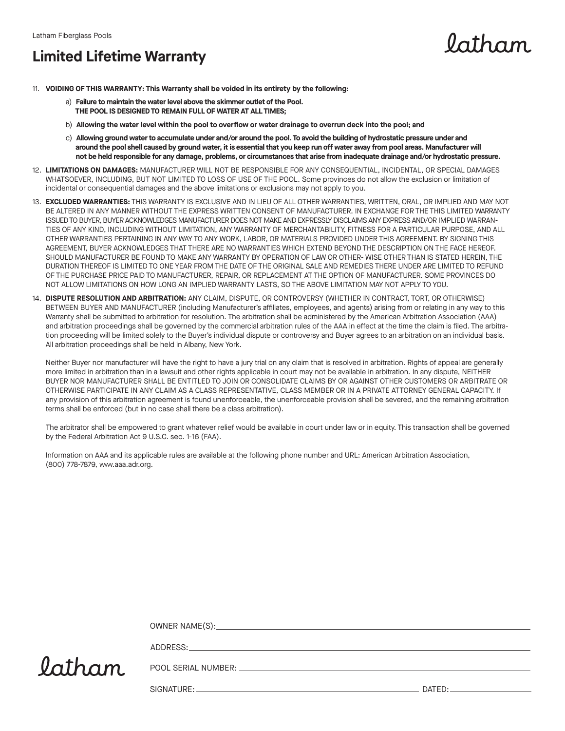Latham Fiberglass Pools

# Limited Lifetime Warranty

latham

11. **VOIDING OF THIS WARRANTY: This Warranty shall be voided in its entirety by the following:**

    a) **Failure to maintain the water level above the skimmer outlet of the Pool. THE POOL IS DESIGNED TO REMAIN FULL OF WATER AT ALL TIMES;**

    b) **Allowing the water level within the pool to overflow or water drainage to overrun deck into the pool; and**

    c) **Allowing ground water to accumulate under and/or around the pool. To avoid the building of hydrostatic pressure under and around the pool shell caused by ground water, it is essential that you keep run off water away from pool areas. Manufacturer will not be held responsible for any damage, problems, or circumstances that arise from inadequate drainage and/or hydrostatic pressure.**

12. **LIMITATIONS ON DAMAGES:** MANUFACTURER WILL NOT BE RESPONSIBLE FOR ANY CONSEQUENTIAL, INCIDENTAL, OR SPECIAL DAMAGES WHATSOEVER, INCLUDING, BUT NOT LIMITED TO LOSS OF USE OF THE POOL. Some provinces do not allow the exclusion or limitation of incidental or consequential damages and the above limitations or exclusions may not apply to you.

13. **EXCLUDED WARRANTIES:** THIS WARRANTY IS EXCLUSIVE AND IN LIEU OF ALL OTHER WARRANTIES, WRITTEN, ORAL, OR IMPLIED AND MAY NOT BE ALTERED IN ANY MANNER WITHOUT THE EXPRESS WRITTEN CONSENT OF MANUFACTURER. IN EXCHANGE FOR THE THIS LIMITED WARRANTY ISSUED TO BUYER, BUYER ACKNOWLEDGES MANUFACTURER DOES NOT MAKE AND EXPRESSLY DISCLAIMS ANY EXPRESS AND/OR IMPLIED WARRANTIES OF ANY KIND, INCLUDING WITHOUT LIMITATION, ANY WARRANTY OF MERCHANTABILITY, FITNESS FOR A PARTICULAR PURPOSE, AND ALL OTHER WARRANTIES PERTAINING IN ANY WAY TO ANY WORK, LABOR, OR MATERIALS PROVIDED UNDER THIS AGREEMENT. BY SIGNING THIS AGREEMENT, BUYER ACKNOWLEDGES THAT THERE ARE NO WARRANTIES WHICH EXTEND BEYOND THE DESCRIPTION ON THE FACE HEREOF. SHOULD MANUFACTURER BE FOUND TO MAKE ANY WARRANTY BY OPERATION OF LAW OR OTHER- WISE OTHER THAN IS STATED HEREIN, THE DURATION THEREOF IS LIMITED TO ONE YEAR FROM THE DATE OF THE ORIGINAL SALE AND REMEDIES THERE UNDER ARE LIMITED TO REFUND OF THE PURCHASE PRICE PAID TO MANUFACTURER, REPAIR, OR REPLACEMENT AT THE OPTION OF MANUFACTURER. SOME PROVINCES DO NOT ALLOW LIMITATIONS ON HOW LONG AN IMPLIED WARRANTY LASTS, SO THE ABOVE LIMITATION MAY NOT APPLY TO YOU.

14. **DISPUTE RESOLUTION AND ARBITRATION:** ANY CLAIM, DISPUTE, OR CONTROVERSY (WHETHER IN CONTRACT, TORT, OR OTHERWISE) BETWEEN BUYER AND MANUFACTURER (including Manufacturer's affiliates, employees, and agents) arising from or relating in any way to this Warranty shall be submitted to arbitration for resolution. The arbitration shall be administered by the American Arbitration Association (AAA) and arbitration proceedings shall be governed by the commercial arbitration rules of the AAA in effect at the time the claim is filed. The arbitration proceeding will be limited solely to the Buyer's individual dispute or controversy and Buyer agrees to an arbitration on an individual basis. All arbitration proceedings shall be held in Albany, New York.

    Neither Buyer nor manufacturer will have the right to have a jury trial on any claim that is resolved in arbitration. Rights of appeal are generally more limited in arbitration than in a lawsuit and other rights applicable in court may not be available in arbitration. In any dispute, NEITHER BUYER NOR MANUFACTURER SHALL BE ENTITLED TO JOIN OR CONSOLIDATE CLAIMS BY OR AGAINST OTHER CUSTOMERS OR ARBITRATE OR OTHERWISE PARTICIPATE IN ANY CLAIM AS A CLASS REPRESENTATIVE, CLASS MEMBER OR IN A PRIVATE ATTORNEY GENERAL CAPACITY. If any provision of this arbitration agreement is found unenforceable, the unenforceable provision shall be severed, and the remaining arbitration terms shall be enforced (but in no case shall there be a class arbitration).

    The arbitrator shall be empowered to grant whatever relief would be available in court under law or in equity. This transaction shall be governed by the Federal Arbitration Act 9 U.S.C. sec. 1-16 (FAA).

    Information on AAA and its applicable rules are available at the following phone number and URL: American Arbitration Association, (800) 778-7879, www.aaa.adr.org.

latham

OWNER NAME(S): ______________________________

ADDRESS: ______________________________

POOL SERIAL NUMBER: ______________________________

SIGNATURE: ______________________________ DATED: ______________